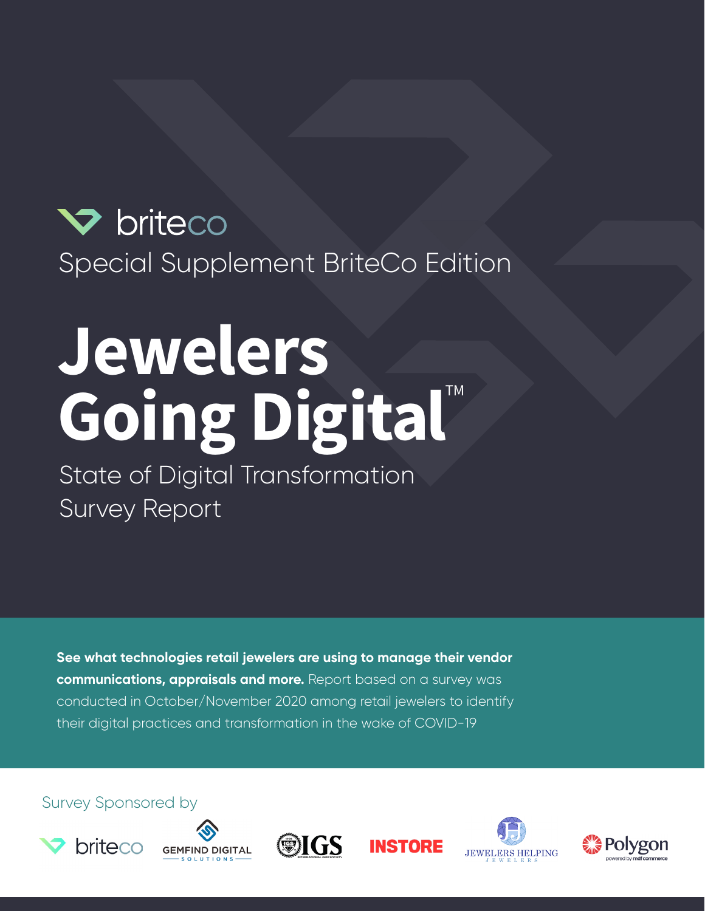briteco

Special Supplement BriteCo Edition

# Jewelers Going Digital™

## State of Digital Transformation Survey Report

**See what technologies retail jewelers are using to manage their vendor communications, appraisals and more.** Report based on a survey was conducted in October/November 2020 among retail jewelers to identify their digital practices and transformation in the wake of COVID-19

Survey Sponsored by

briteco · GEMFIND DIGITAL SOLUTIONS · IGS · INSTORE · JEWELERS HELPING JEWELERS · Polygon powered by mdf commerce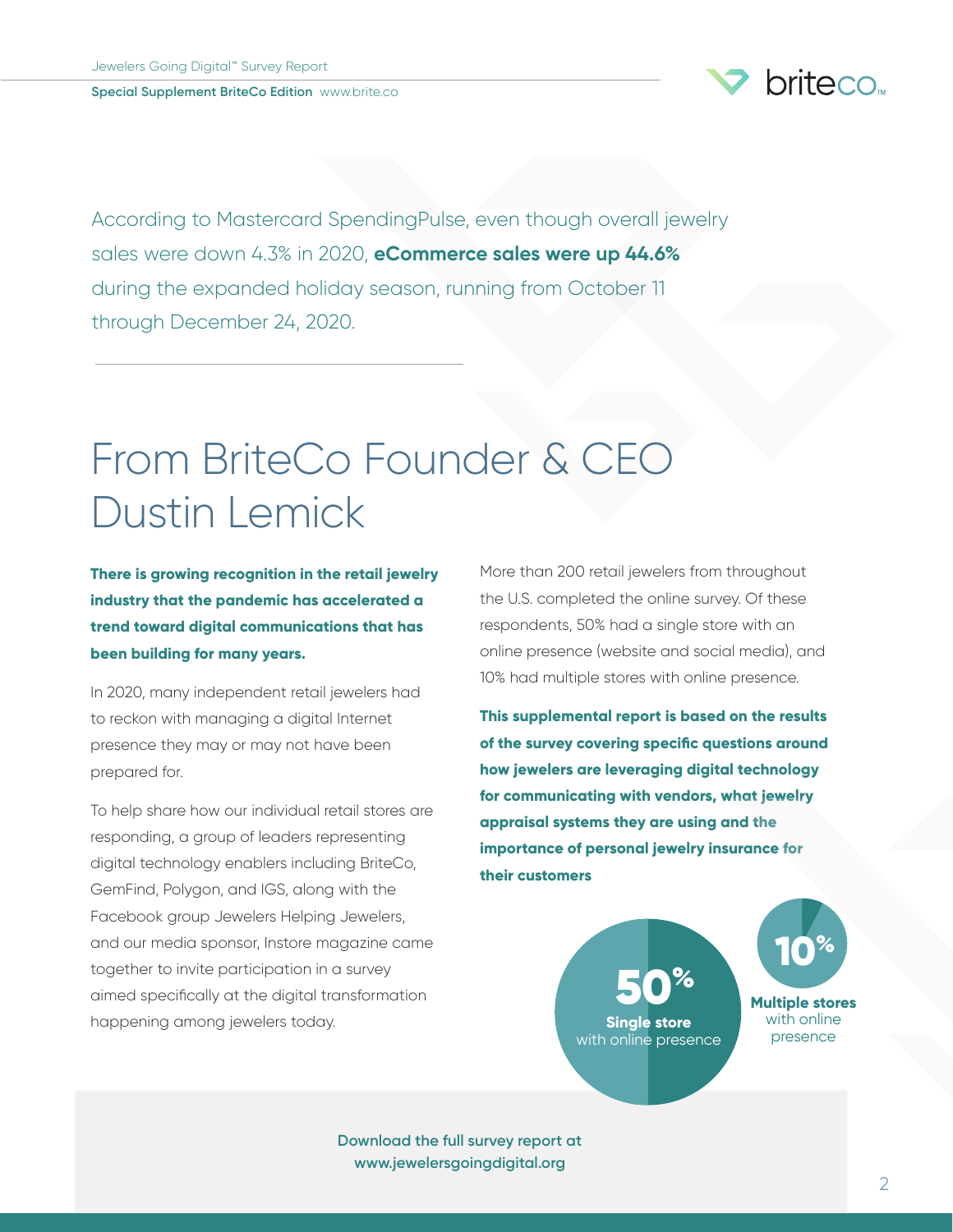According to Mastercard SpendingPulse, even though overall jewelry sales were down 4.3% in 2020, **eCommerce sales were up 44.6%** during the expanded holiday season, running from October 11 through December 24, 2020.

# From BriteCo Founder & CEO Dustin Lemick

**There is growing recognition in the retail jewelry industry that the pandemic has accelerated a trend toward digital communications that has been building for many years.**

In 2020, many independent retail jewelers had to reckon with managing a digital Internet presence they may or may not have been prepared for.

To help share how our individual retail stores are responding, a group of leaders representing digital technology enablers including BriteCo, GemFind, Polygon, and IGS, along with the Facebook group Jewelers Helping Jewelers, and our media sponsor, Instore magazine came together to invite participation in a survey aimed specifically at the digital transformation happening among jewelers today.

More than 200 retail jewelers from throughout the U.S. completed the online survey. Of these respondents, 50% had a single store with an online presence (website and social media), and 10% had multiple stores with online presence.

**This supplemental report is based on the results of the survey covering specific questions around how jewelers are leveraging digital technology for communicating with vendors, what jewelry appraisal systems they are using and the importance of personal jewelry insurance for their customers**

**50%** **Single store** with online presence

**10%** **Multiple stores** with online presence

Download the full survey report at www.jewelersgoingdigital.org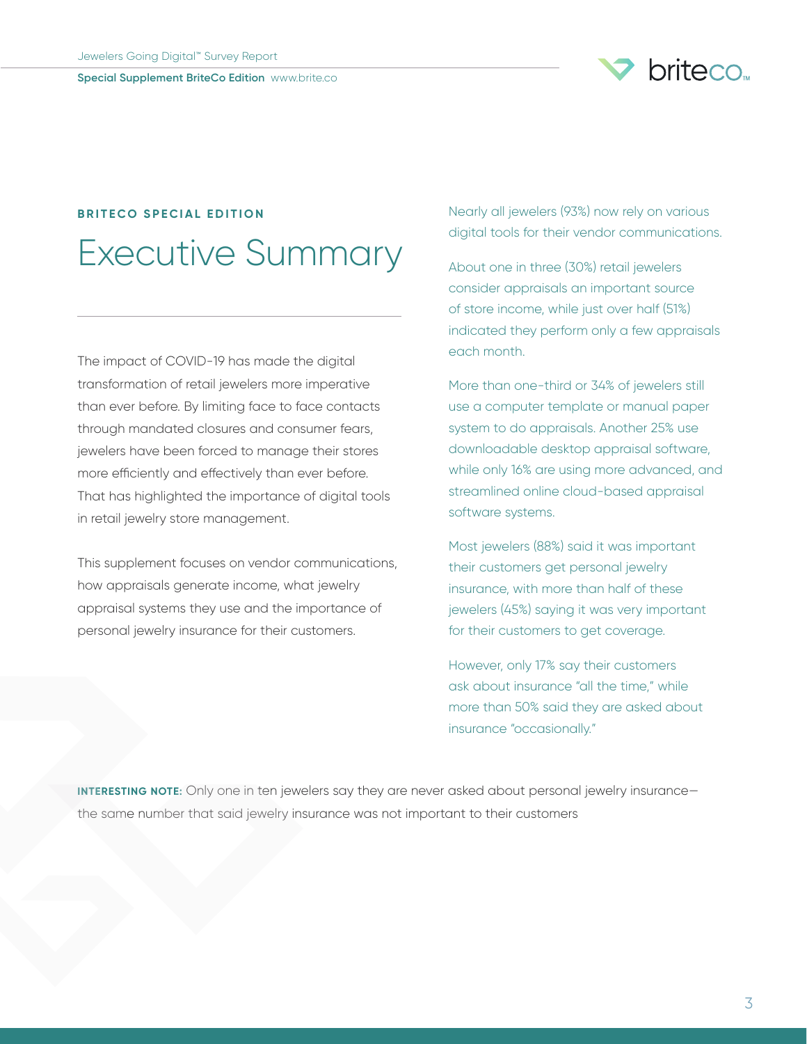**BRITECO SPECIAL EDITION**

# Executive Summary

The impact of COVID-19 has made the digital transformation of retail jewelers more imperative than ever before. By limiting face to face contacts through mandated closures and consumer fears, jewelers have been forced to manage their stores more efficiently and effectively than ever before. That has highlighted the importance of digital tools in retail jewelry store management.

This supplement focuses on vendor communications, how appraisals generate income, what jewelry appraisal systems they use and the importance of personal jewelry insurance for their customers.

Nearly all jewelers (93%) now rely on various digital tools for their vendor communications.

About one in three (30%) retail jewelers consider appraisals an important source of store income, while just over half (51%) indicated they perform only a few appraisals each month.

More than one-third or 34% of jewelers still use a computer template or manual paper system to do appraisals. Another 25% use downloadable desktop appraisal software, while only 16% are using more advanced, and streamlined online cloud-based appraisal software systems.

Most jewelers (88%) said it was important their customers get personal jewelry insurance, with more than half of these jewelers (45%) saying it was very important for their customers to get coverage.

However, only 17% say their customers ask about insurance "all the time," while more than 50% said they are asked about insurance "occasionally."

**INTERESTING NOTE:** Only one in ten jewelers say they are never asked about personal jewelry insurance—the same number that said jewelry insurance was not important to their customers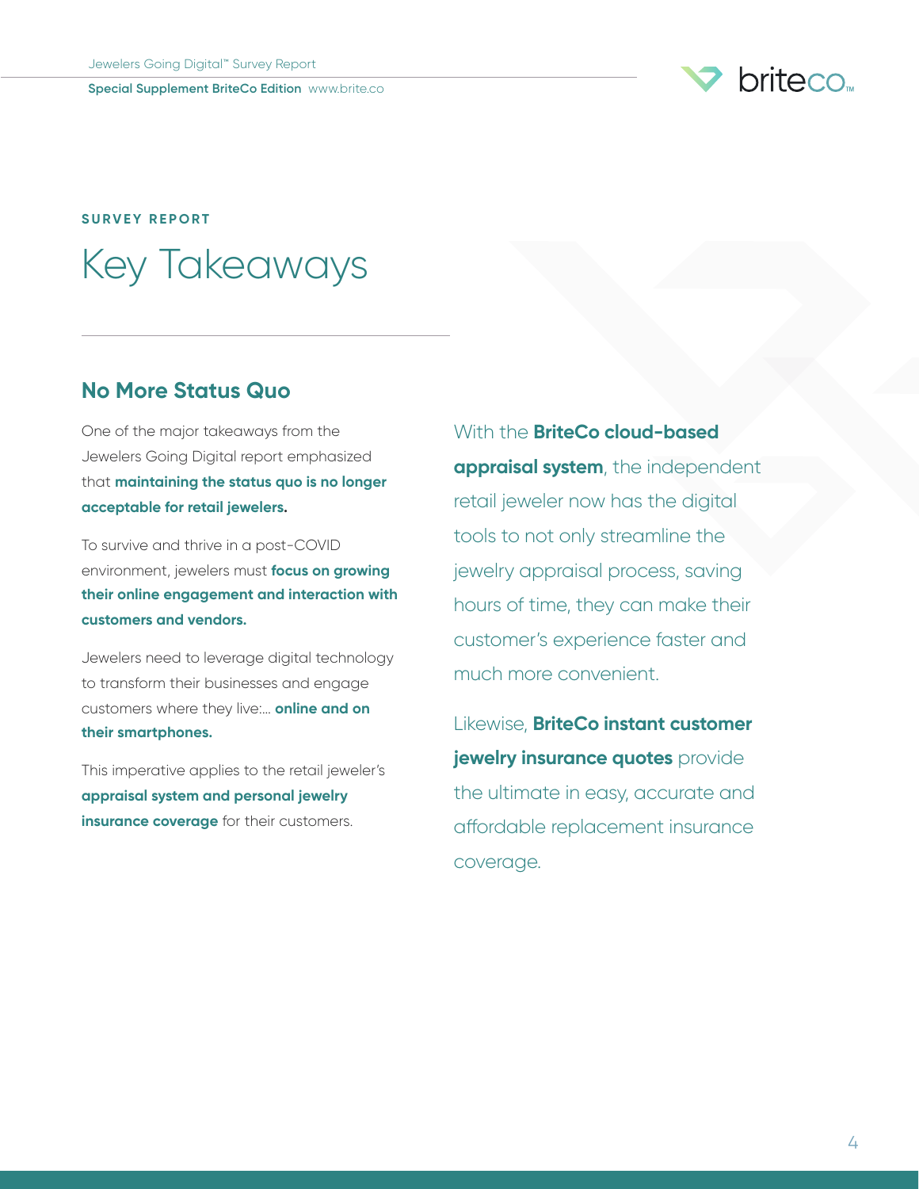SURVEY REPORT

# Key Takeaways

## No More Status Quo

One of the major takeaways from the Jewelers Going Digital report emphasized that **maintaining the status quo is no longer acceptable for retail jewelers.**

To survive and thrive in a post-COVID environment, jewelers must **focus on growing their online engagement and interaction with customers and vendors.**

Jewelers need to leverage digital technology to transform their businesses and engage customers where they live:... **online and on their smartphones.**

This imperative applies to the retail jeweler's **appraisal system and personal jewelry insurance coverage** for their customers.

With the **BriteCo cloud-based appraisal system**, the independent retail jeweler now has the digital tools to not only streamline the jewelry appraisal process, saving hours of time, they can make their customer's experience faster and much more convenient.

Likewise, **BriteCo instant customer jewelry insurance quotes** provide the ultimate in easy, accurate and affordable replacement insurance coverage.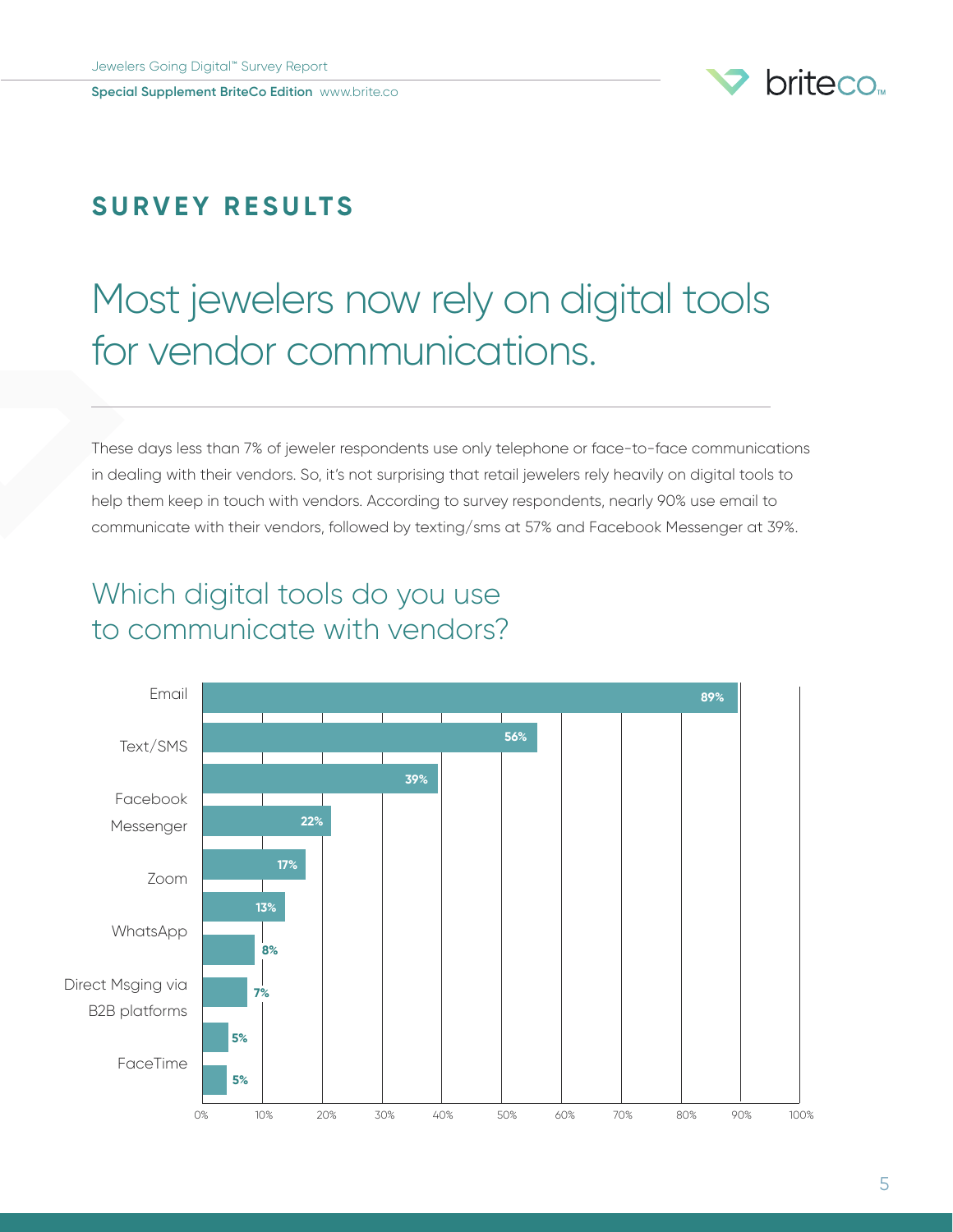## SURVEY RESULTS

# Most jewelers now rely on digital tools for vendor communications.

These days less than 7% of jeweler respondents use only telephone or face-to-face communications in dealing with their vendors. So, it's not surprising that retail jewelers rely heavily on digital tools to help them keep in touch with vendors. According to survey respondents, nearly 90% use email to communicate with their vendors, followed by texting/sms at 57% and Facebook Messenger at 39%.

## Which digital tools do you use to communicate with vendors?

Category labels shown on the chart (top to bottom): Email, Text/SMS, Facebook Messenger, Zoom, WhatsApp, Direct Msging via B2B platforms, FaceTime

Bar values shown on the chart (top to bottom): 89%, 56%, 39%, 22%, 17%, 13%, 8%, 7%, 5%, 5%

Axis: 0%, 10%, 20%, 30%, 40%, 50%, 60%, 70%, 80%, 90%, 100%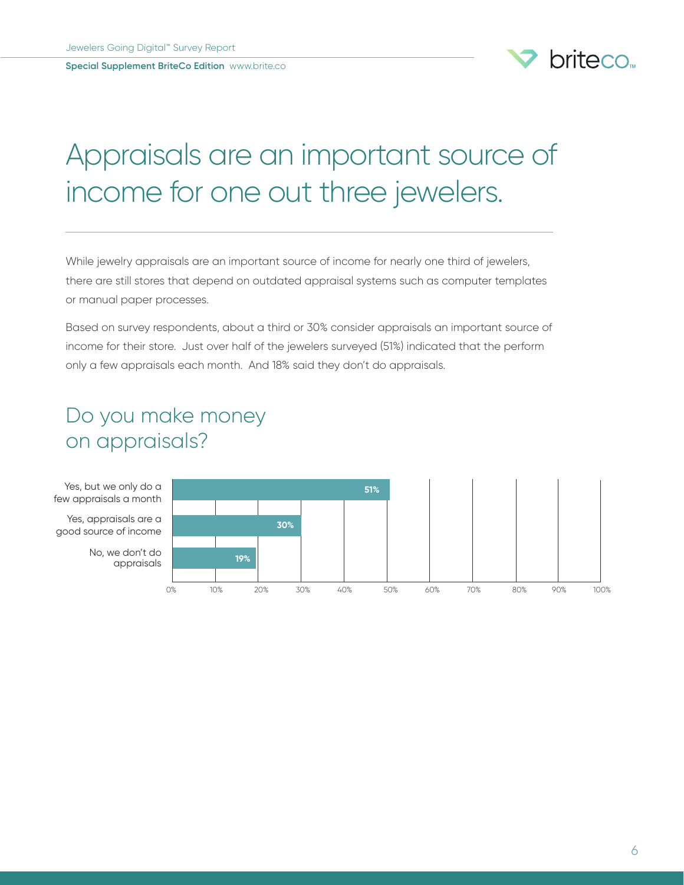# Appraisals are an important source of income for one out three jewelers.

While jewelry appraisals are an important source of income for nearly one third of jewelers, there are still stores that depend on outdated appraisal systems such as computer templates or manual paper processes.

Based on survey respondents, about a third or 30% consider appraisals an important source of income for their store. Just over half of the jewelers surveyed (51%) indicated that the perform only a few appraisals each month. And 18% said they don't do appraisals.

## Do you make money on appraisals?

| Response | Percentage |
|---|---|
| Yes, but we only do a few appraisals a month | 51% |
| Yes, appraisals are a good source of income | 30% |
| No, we don't do appraisals | 19% |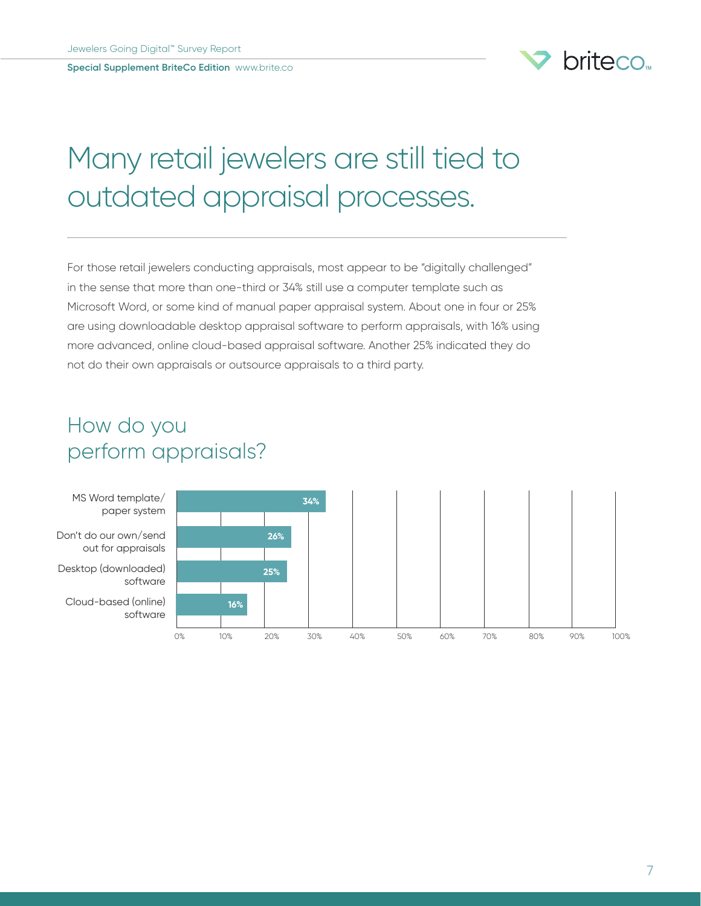# Many retail jewelers are still tied to outdated appraisal processes.

For those retail jewelers conducting appraisals, most appear to be "digitally challenged" in the sense that more than one-third or 34% still use a computer template such as Microsoft Word, or some kind of manual paper appraisal system. About one in four or 25% are using downloadable desktop appraisal software to perform appraisals, with 16% using more advanced, online cloud-based appraisal software. Another 25% indicated they do not do their own appraisals or outsource appraisals to a third party.

## How do you perform appraisals?

| Response | Percentage |
|---|---|
| MS Word template/ paper system | 34% |
| Don't do our own/send out for appraisals | 26% |
| Desktop (downloaded) software | 25% |
| Cloud-based (online) software | 16% |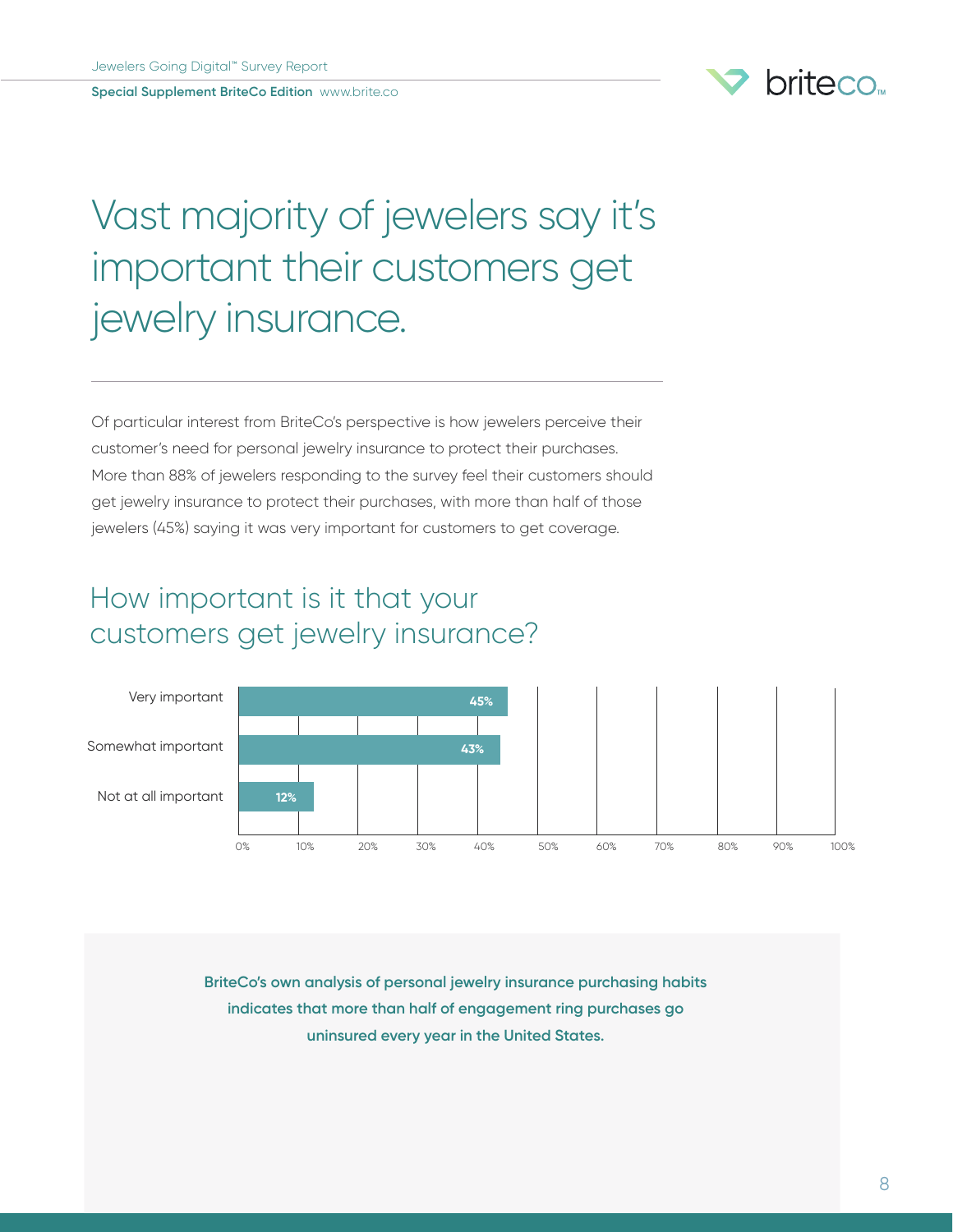# Vast majority of jewelers say it's important their customers get jewelry insurance.

Of particular interest from BriteCo's perspective is how jewelers perceive their customer's need for personal jewelry insurance to protect their purchases. More than 88% of jewelers responding to the survey feel their customers should get jewelry insurance to protect their purchases, with more than half of those jewelers (45%) saying it was very important for customers to get coverage.

## How important is it that your customers get jewelry insurance?

| Response | Percentage |
| --- | --- |
| Very important | 45% |
| Somewhat important | 43% |
| Not at all important | 12% |

**BriteCo's own analysis of personal jewelry insurance purchasing habits indicates that more than half of engagement ring purchases go uninsured every year in the United States.**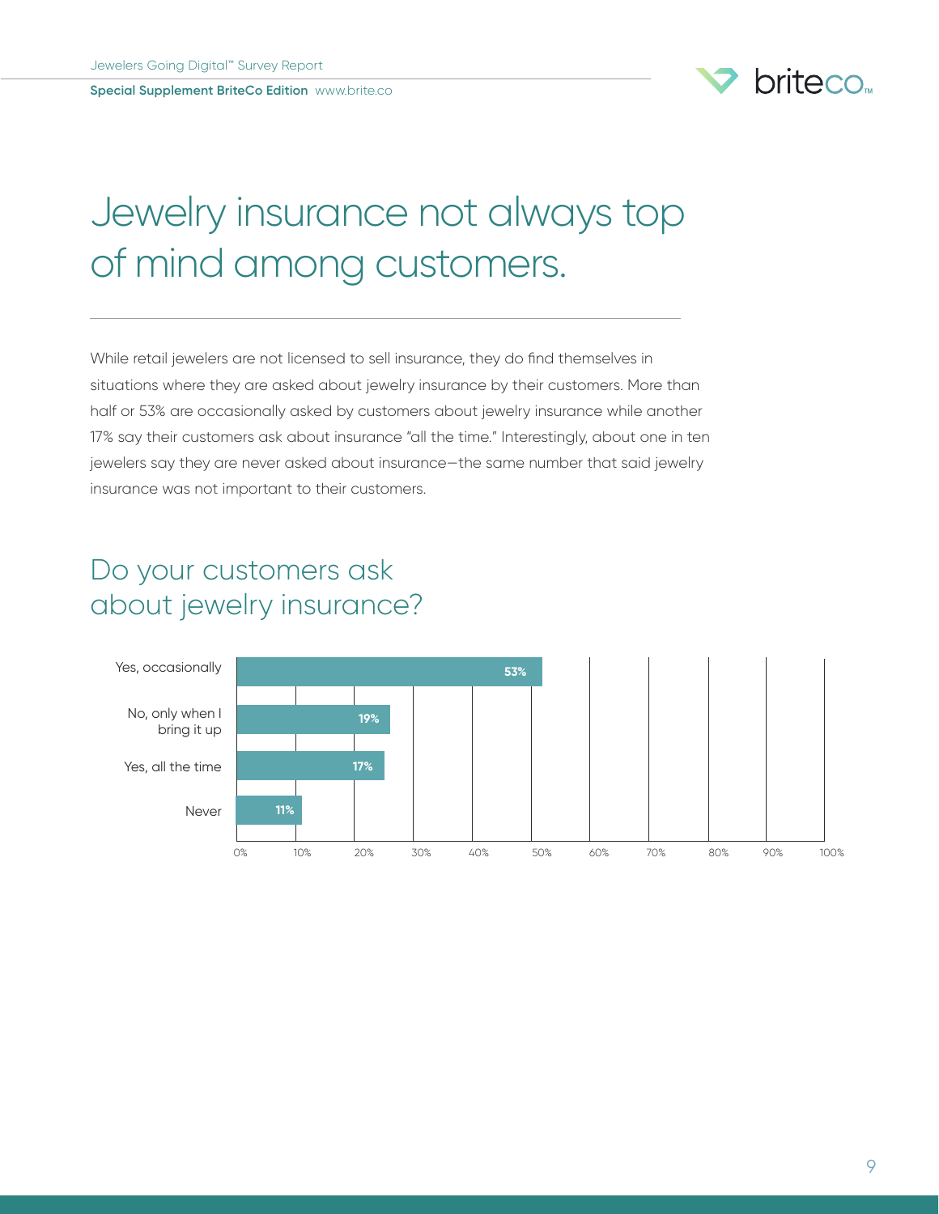# Jewelry insurance not always top of mind among customers.

While retail jewelers are not licensed to sell insurance, they do find themselves in situations where they are asked about jewelry insurance by their customers. More than half or 53% are occasionally asked by customers about jewelry insurance while another 17% say their customers ask about insurance "all the time." Interestingly, about one in ten jewelers say they are never asked about insurance—the same number that said jewelry insurance was not important to their customers.

## Do your customers ask about jewelry insurance?

| Response | Percentage |
| --- | --- |
| Yes, occasionally | 53% |
| No, only when I bring it up | 19% |
| Yes, all the time | 17% |
| Never | 11% |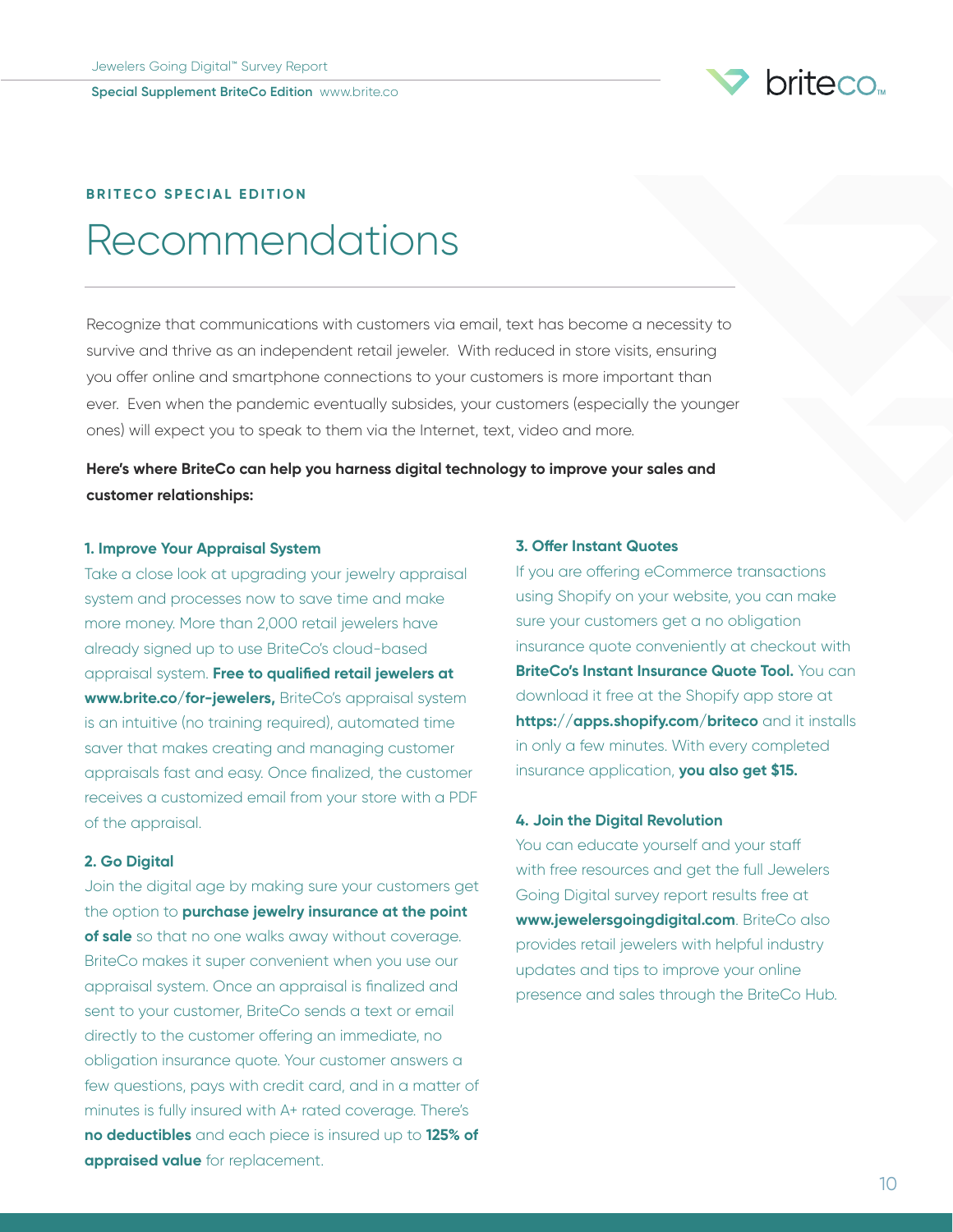BRITECO SPECIAL EDITION

# Recommendations

Recognize that communications with customers via email, text has become a necessity to survive and thrive as an independent retail jeweler. With reduced in store visits, ensuring you offer online and smartphone connections to your customers is more important than ever. Even when the pandemic eventually subsides, your customers (especially the younger ones) will expect you to speak to them via the Internet, text, video and more.

**Here's where BriteCo can help you harness digital technology to improve your sales and customer relationships:**

### 1. Improve Your Appraisal System

Take a close look at upgrading your jewelry appraisal system and processes now to save time and make more money. More than 2,000 retail jewelers have already signed up to use BriteCo's cloud-based appraisal system. **Free to qualified retail jewelers at www.brite.co/for-jewelers,** BriteCo's appraisal system is an intuitive (no training required), automated time saver that makes creating and managing customer appraisals fast and easy. Once finalized, the customer receives a customized email from your store with a PDF of the appraisal.

### 2. Go Digital

Join the digital age by making sure your customers get the option to **purchase jewelry insurance at the point of sale** so that no one walks away without coverage. BriteCo makes it super convenient when you use our appraisal system. Once an appraisal is finalized and sent to your customer, BriteCo sends a text or email directly to the customer offering an immediate, no obligation insurance quote. Your customer answers a few questions, pays with credit card, and in a matter of minutes is fully insured with A+ rated coverage. There's **no deductibles** and each piece is insured up to **125% of appraised value** for replacement.

### 3. Offer Instant Quotes

If you are offering eCommerce transactions using Shopify on your website, you can make sure your customers get a no obligation insurance quote conveniently at checkout with **BriteCo's Instant Insurance Quote Tool.** You can download it free at the Shopify app store at **https://apps.shopify.com/briteco** and it installs in only a few minutes. With every completed insurance application, **you also get $15.**

### 4. Join the Digital Revolution

You can educate yourself and your staff with free resources and get the full Jewelers Going Digital survey report results free at **www.jewelersgoingdigital.com**. BriteCo also provides retail jewelers with helpful industry updates and tips to improve your online presence and sales through the BriteCo Hub.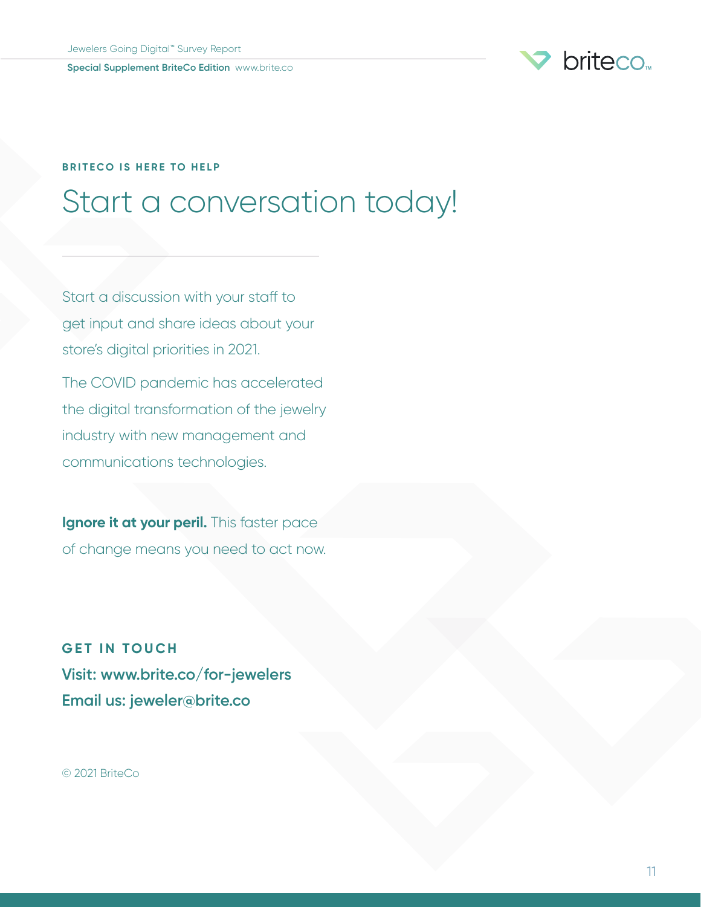**BRITECO IS HERE TO HELP**

# Start a conversation today!

Start a discussion with your staff to get input and share ideas about your store's digital priorities in 2021.

The COVID pandemic has accelerated the digital transformation of the jewelry industry with new management and communications technologies.

**Ignore it at your peril.** This faster pace of change means you need to act now.

**GET IN TOUCH**

**Visit: www.brite.co/for-jewelers**

**Email us: jeweler@brite.co**

© 2021 BriteCo